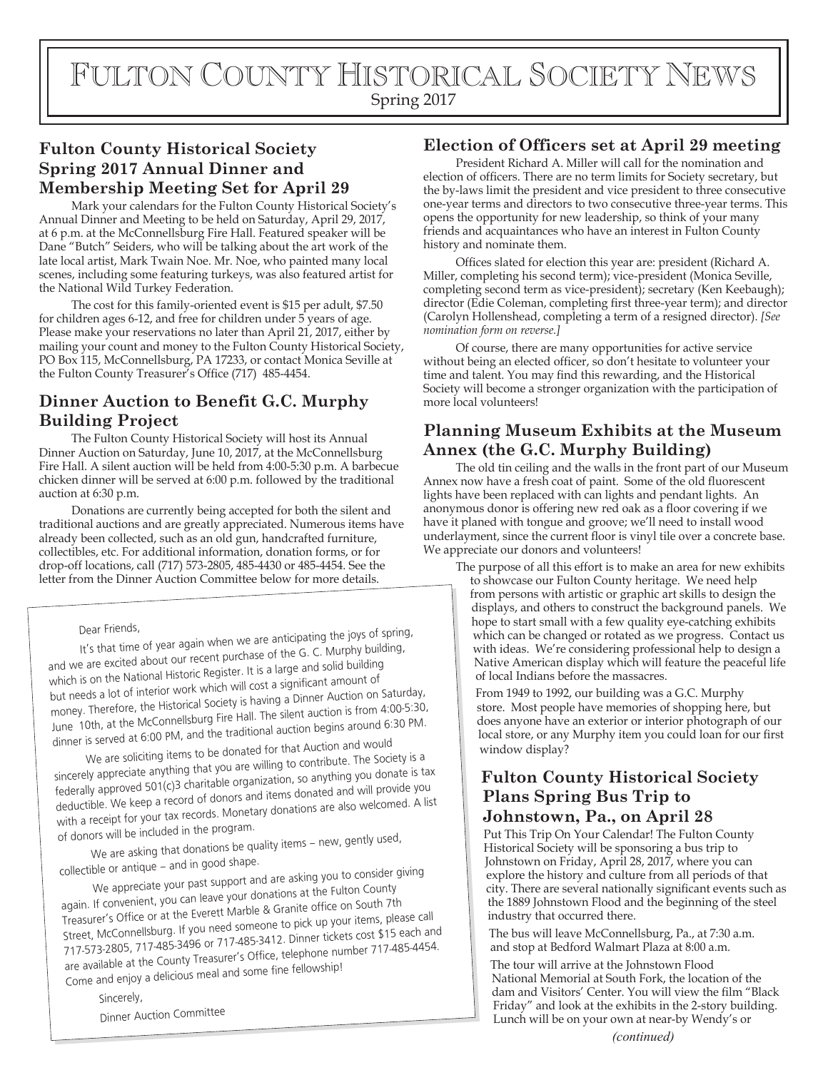# Fulton County Historical Society News

Spring 2017

## Fulton County Historical Society Spring 2017 Annual Dinner and Membership Meeting Set for April 29

Mark your calendars for the Fulton County Historical Society's Annual Dinner and Meeting to be held on Saturday, April 29, 2017, at 6 p.m. at the McConnellsburg Fire Hall. Featured speaker will be Dane "Butch" Seiders, who will be talking about the art work of the late local artist, Mark Twain Noe. Mr. Noe, who painted many local scenes, including some featuring turkeys, was also featured artist for the National Wild Turkey Federation.

The cost for this family-oriented event is $15 per adult, $7.50 for children ages 6-12, and free for children under 5 years of age. Please make your reservations no later than April 21, 2017, either by mailing your count and money to the Fulton County Historical Society, PO Box 115, McConnellsburg, PA 17233, or contact Monica Seville at the Fulton County Treasurer's Office (717) 485-4454.

## Dinner Auction to Benefit G.C. Murphy Building Project

The Fulton County Historical Society will host its Annual Dinner Auction on Saturday, June 10, 2017, at the McConnellsburg Fire Hall. A silent auction will be held from 4:00-5:30 p.m. A barbecue chicken dinner will be served at 6:00 p.m. followed by the traditional auction at 6:30 p.m.

Donations are currently being accepted for both the silent and traditional auctions and are greatly appreciated. Numerous items have already been collected, such as an old gun, handcrafted furniture, collectibles, etc. For additional information, donation forms, or for drop-off locations, call (717) 573-2805, 485-4430 or 485-4454. See the letter from the Dinner Auction Committee below for more details.

Dear Friends,

It's that time of year again when we are anticipating the joys of spring, and we are excited about our recent purchase of the G. C. Murphy building, which is on the National Historic Register. It is a large and solid building but needs a lot of interior work which will cost a significant amount of money. Therefore, the Historical Society is having a Dinner Auction on Saturday, June 10th, at the McConnellsburg Fire Hall. The silent auction is from 4:00-5:30, dinner is served at 6:00 PM, and the traditional auction begins around 6:30 PM.

We are soliciting items to be donated for that Auction and would sincerely appreciate anything that you are willing to contribute. The Society is a federally approved 501(c)3 charitable organization, so anything you donate is tax deductible. We keep a record of donors and items donated and will provide you with a receipt for your tax records. Monetary donations are also welcomed. A list of donors will be included in the program.

We are asking that donations be quality items – new, gently used, collectible or antique – and in good shape.

We appreciate your past support and are asking you to consider giving again. If convenient, you can leave your donations at the Fulton County Treasurer's Office or at the Everett Marble & Granite office on South 7th Street, McConnellsburg. If you need someone to pick up your items, please call 717-573-2805, 717-485-3496 or 717-485-3412. Dinner tickets cost $15 each and are available at the County Treasurer's Office, telephone number 717-485-4454. Come and enjoy a delicious meal and some fine fellowship!

Sincerely,

Dinner Auction Committee

## Election of Officers set at April 29 meeting

President Richard A. Miller will call for the nomination and election of officers. There are no term limits for Society secretary, but the by-laws limit the president and vice president to three consecutive one-year terms and directors to two consecutive three-year terms. This opens the opportunity for new leadership, so think of your many friends and acquaintances who have an interest in Fulton County history and nominate them.

Offices slated for election this year are: president (Richard A. Miller, completing his second term); vice-president (Monica Seville, completing second term as vice-president); secretary (Ken Keebaugh); director (Edie Coleman, completing first three-year term); and director (Carolyn Hollenshead, completing a term of a resigned director). *[See nomination form on reverse.]*

Of course, there are many opportunities for active service without being an elected officer, so don't hesitate to volunteer your time and talent. You may find this rewarding, and the Historical Society will become a stronger organization with the participation of more local volunteers!

## Planning Museum Exhibits at the Museum Annex (the G.C. Murphy Building)

The old tin ceiling and the walls in the front part of our Museum Annex now have a fresh coat of paint. Some of the old fluorescent lights have been replaced with can lights and pendant lights. An anonymous donor is offering new red oak as a floor covering if we have it planed with tongue and groove; we'll need to install wood underlayment, since the current floor is vinyl tile over a concrete base. We appreciate our donors and volunteers!

The purpose of all this effort is to make an area for new exhibits to showcase our Fulton County heritage. We need help from persons with artistic or graphic art skills to design the displays, and others to construct the background panels. We hope to start small with a few quality eye-catching exhibits which can be changed or rotated as we progress. Contact us with ideas. We're considering professional help to design a Native American display which will feature the peaceful life of local Indians before the massacres.

From 1949 to 1992, our building was a G.C. Murphy store. Most people have memories of shopping here, but does anyone have an exterior or interior photograph of our local store, or any Murphy item you could loan for our first window display?

## Fulton County Historical Society Plans Spring Bus Trip to Johnstown, Pa., on April 28

Put This Trip On Your Calendar! The Fulton County Historical Society will be sponsoring a bus trip to Johnstown on Friday, April 28, 2017, where you can explore the history and culture from all periods of that city. There are several nationally significant events such as the 1889 Johnstown Flood and the beginning of the steel industry that occurred there.

The bus will leave McConnellsburg, Pa., at 7:30 a.m. and stop at Bedford Walmart Plaza at 8:00 a.m.

The tour will arrive at the Johnstown Flood National Memorial at South Fork, the location of the dam and Visitors' Center. You will view the film "Black Friday" and look at the exhibits in the 2-story building. Lunch will be on your own at near-by Wendy's or

*(continued)*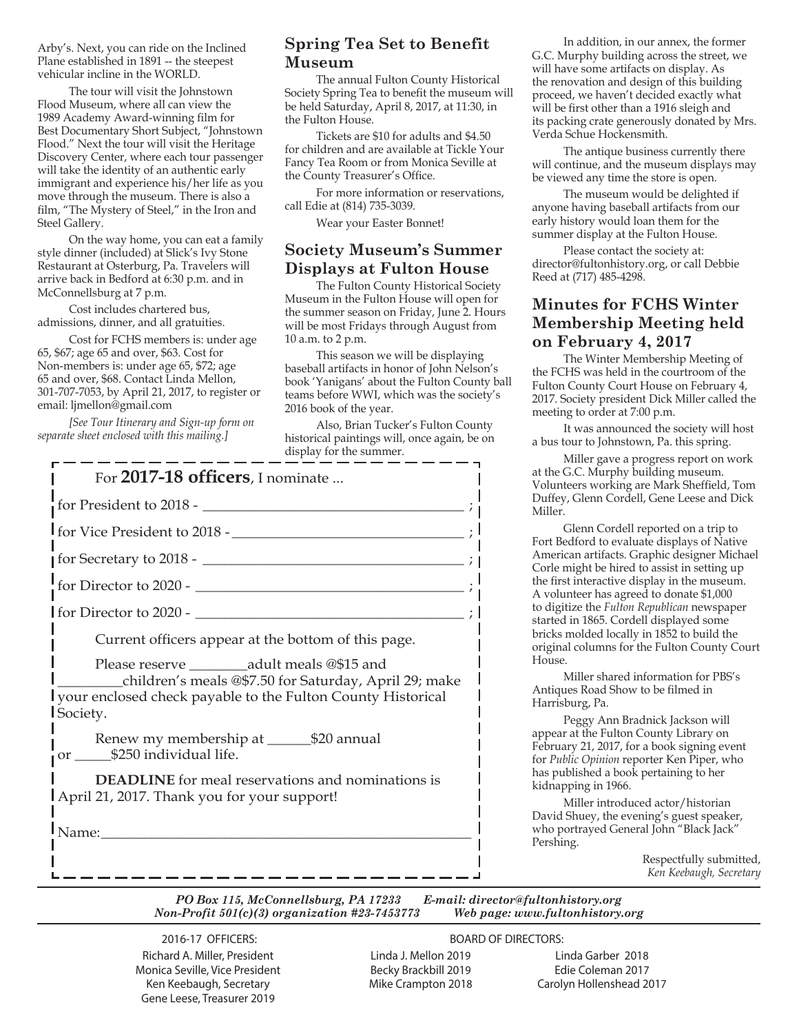Arby's. Next, you can ride on the Inclined Plane established in 1891 -- the steepest vehicular incline in the WORLD.

The tour will visit the Johnstown Flood Museum, where all can view the 1989 Academy Award-winning film for Best Documentary Short Subject, "Johnstown Flood." Next the tour will visit the Heritage Discovery Center, where each tour passenger will take the identity of an authentic early immigrant and experience his/her life as you move through the museum. There is also a film, "The Mystery of Steel," in the Iron and Steel Gallery.

On the way home, you can eat a family style dinner (included) at Slick's Ivy Stone Restaurant at Osterburg, Pa. Travelers will arrive back in Bedford at 6:30 p.m. and in McConnellsburg at 7 p.m.

Cost includes chartered bus, admissions, dinner, and all gratuities.

Cost for FCHS members is: under age 65, $67; age 65 and over, $63. Cost for Non-members is: under age 65, $72; age 65 and over, $68. Contact Linda Mellon, 301-707-7053, by April 21, 2017, to register or email: ljmellon@gmail.com

*[See Tour Itinerary and Sign-up form on separate sheet enclosed with this mailing.]*

## Spring Tea Set to Benefit Museum

The annual Fulton County Historical Society Spring Tea to benefit the museum will be held Saturday, April 8, 2017, at 11:30, in the Fulton House.

Tickets are $10 for adults and $4.50 for children and are available at Tickle Your Fancy Tea Room or from Monica Seville at the County Treasurer's Office.

For more information or reservations, call Edie at (814) 735-3039.

Wear your Easter Bonnet!

## Society Museum's Summer Displays at Fulton House

The Fulton County Historical Society Museum in the Fulton House will open for the summer season on Friday, June 2. Hours will be most Fridays through August from 10 a.m. to 2 p.m.

This season we will be displaying baseball artifacts in honor of John Nelson's book 'Yanigans' about the Fulton County ball teams before WWI, which was the society's 2016 book of the year.

Also, Brian Tucker's Fulton County historical paintings will, once again, be on display for the summer.

In addition, in our annex, the former G.C. Murphy building across the street, we will have some artifacts on display. As the renovation and design of this building proceed, we haven't decided exactly what will be first other than a 1916 sleigh and its packing crate generously donated by Mrs. Verda Schue Hockensmith.

The antique business currently there will continue, and the museum displays may be viewed any time the store is open.

The museum would be delighted if anyone having baseball artifacts from our early history would loan them for the summer display at the Fulton House.

Please contact the society at: director@fultonhistory.org, or call Debbie Reed at (717) 485-4298.

For **2017-18 officers**, I nominate ...

for President to 2018 - ____________________ ;

for Vice President to 2018 - ____________________ ;

for Secretary to 2018 - ____________________ ;

for Director to 2020 - ____________________ ;

for Director to 2020 - ____________________ ;

Current officers appear at the bottom of this page.

Please reserve ________adult meals @$15 and _________children's meals @$7.50 for Saturday, April 29; make your enclosed check payable to the Fulton County Historical Society.

Renew my membership at ______$20 annual or _____$250 individual life.

**DEADLINE** for meal reservations and nominations is April 21, 2017. Thank you for your support!

Name:____________________

## Minutes for FCHS Winter Membership Meeting held on February 4, 2017

The Winter Membership Meeting of the FCHS was held in the courtroom of the Fulton County Court House on February 4, 2017. Society president Dick Miller called the meeting to order at 7:00 p.m.

It was announced the society will host a bus tour to Johnstown, Pa. this spring.

Miller gave a progress report on work at the G.C. Murphy building museum. Volunteers working are Mark Sheffield, Tom Duffey, Glenn Cordell, Gene Leese and Dick Miller.

Glenn Cordell reported on a trip to Fort Bedford to evaluate displays of Native American artifacts. Graphic designer Michael Corle might be hired to assist in setting up the first interactive display in the museum. A volunteer has agreed to donate $1,000 to digitize the *Fulton Republican* newspaper started in 1865. Cordell displayed some bricks molded locally in 1852 to build the original columns for the Fulton County Court House.

Miller shared information for PBS's Antiques Road Show to be filmed in Harrisburg, Pa.

Peggy Ann Bradnick Jackson will appear at the Fulton County Library on February 21, 2017, for a book signing event for *Public Opinion* reporter Ken Piper, who has published a book pertaining to her kidnapping in 1966.

Miller introduced actor/historian David Shuey, the evening's guest speaker, who portrayed General John "Black Jack" Pershing.

Respectfully submitted,
*Ken Keebaugh, Secretary*

***PO Box 115, McConnellsburg, PA 17233 E-mail: director@fultonhistory.org***
***Non-Profit 501(c)(3) organization #23-7453773 Web page: www.fultonhistory.org***

2016-17 OFFICERS:
Richard A. Miller, President
Monica Seville, Vice President
Ken Keebaugh, Secretary
Gene Leese, Treasurer 2019

BOARD OF DIRECTORS:
Linda J. Mellon 2019
Becky Brackbill 2019
Mike Crampton 2018
Linda Garber 2018
Edie Coleman 2017
Carolyn Hollenshead 2017